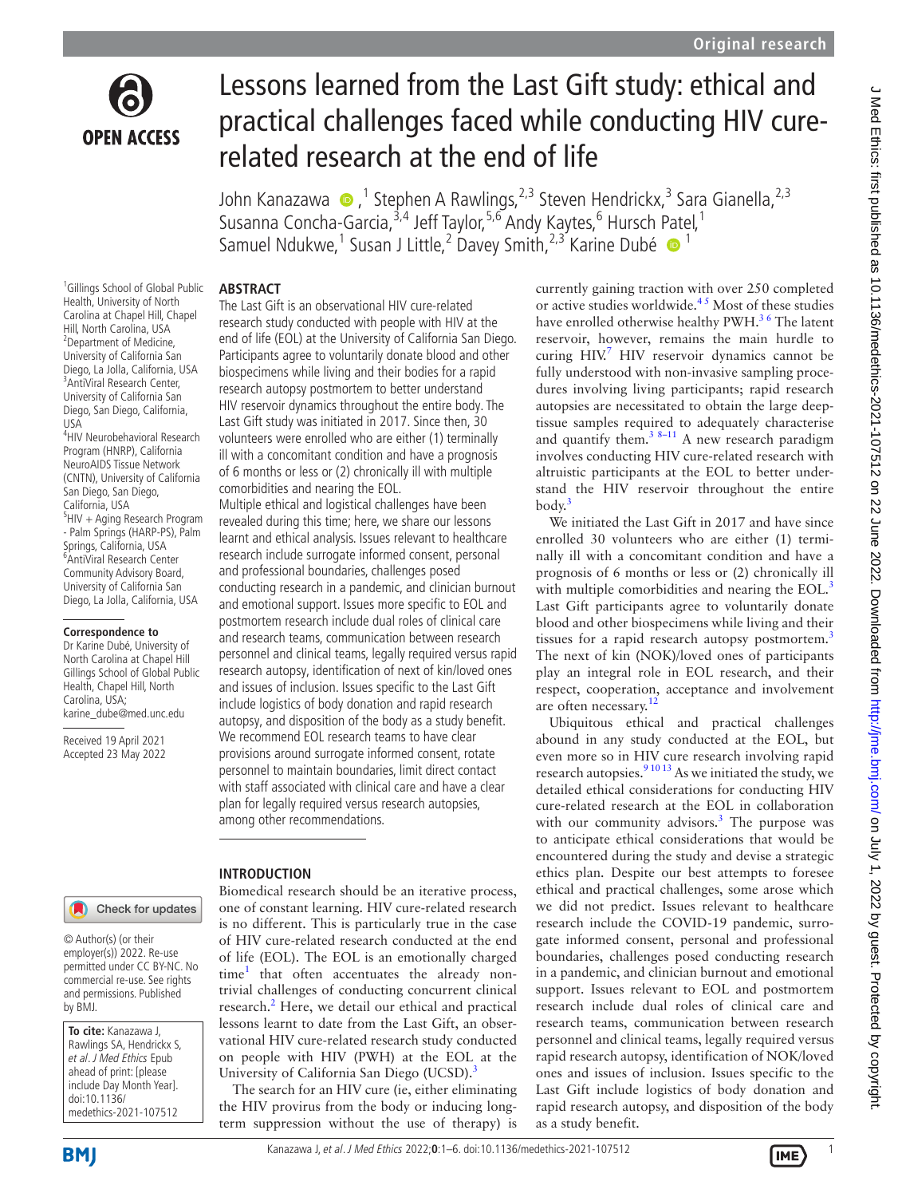# Lessons learned from the Last Gift study: ethical and practical challenges faced while conducting HIV cure-related research at the end of life

John Kanazawa [1], Stephen A Rawlings [2,3], Steven Hendrickx [3], Sara Gianella [2,3], Susanna Concha-Garcia [3,4], Jeff Taylor [5,6], Andy Kaytes [6], Hursch Patel [1], Samuel Ndukwe [1], Susan J Little [2], Davey Smith [2,3], Karine Dubé [1]

[1] Gillings School of Global Public Health, University of North Carolina at Chapel Hill, Chapel Hill, North Carolina, USA
[2] Department of Medicine, University of California San Diego, La Jolla, California, USA
[3] AntiViral Research Center, University of California San Diego, San Diego, California, USA
[4] HIV Neurobehavioral Research Program (HNRP), California NeuroAIDS Tissue Network (CNTN), University of California San Diego, San Diego, California, USA
[5] HIV + Aging Research Program - Palm Springs (HARP-PS), Palm Springs, California, USA
[6] AntiViral Research Center Community Advisory Board, University of California San Diego, La Jolla, California, USA

**Correspondence to**
Dr Karine Dubé, University of North Carolina at Chapel Hill Gillings School of Global Public Health, Chapel Hill, North Carolina, USA; karine_dube@med.unc.edu

Received 19 April 2021
Accepted 23 May 2022

© Author(s) (or their employer(s)) 2022. Re-use permitted under CC BY-NC. No commercial re-use. See rights and permissions. Published by BMJ.

**To cite:** Kanazawa J, Rawlings SA, Hendrickx S, *et al*. *J Med Ethics* Epub ahead of print: [please include Day Month Year]. doi:10.1136/medethics-2021-107512

## ABSTRACT

The Last Gift is an observational HIV cure-related research study conducted with people with HIV at the end of life (EOL) at the University of California San Diego. Participants agree to voluntarily donate blood and other biospecimens while living and their bodies for a rapid research autopsy postmortem to better understand HIV reservoir dynamics throughout the entire body. The Last Gift study was initiated in 2017. Since then, 30 volunteers were enrolled who are either (1) terminally ill with a concomitant condition and have a prognosis of 6 months or less or (2) chronically ill with multiple comorbidities and nearing the EOL.

Multiple ethical and logistical challenges have been revealed during this time; here, we share our lessons learnt and ethical analysis. Issues relevant to healthcare research include surrogate informed consent, personal and professional boundaries, challenges posed conducting research in a pandemic, and clinician burnout and emotional support. Issues more specific to EOL and postmortem research include dual roles of clinical care and research teams, communication between research personnel and clinical teams, legally required versus rapid research autopsy, identification of next of kin/loved ones and issues of inclusion. Issues specific to the Last Gift include logistics of body donation and rapid research autopsy, and disposition of the body as a study benefit. We recommend EOL research teams to have clear provisions around surrogate informed consent, rotate personnel to maintain boundaries, limit direct contact with staff associated with clinical care and have a clear plan for legally required versus research autopsies, among other recommendations.

## INTRODUCTION

Biomedical research should be an iterative process, one of constant learning. HIV cure-related research is no different. This is particularly true in the case of HIV cure-related research conducted at the end of life (EOL). The EOL is an emotionally charged time[1] that often accentuates the already non-trivial challenges of conducting concurrent clinical research.[2] Here, we detail our ethical and practical lessons learnt to date from the Last Gift, an observational HIV cure-related research study conducted on people with HIV (PWH) at the EOL at the University of California San Diego (UCSD).[3]

The search for an HIV cure (ie, either eliminating the HIV provirus from the body or inducing long-term suppression without the use of therapy) is currently gaining traction with over 250 completed or active studies worldwide.[4,5] Most of these studies have enrolled otherwise healthy PWH.[3,6] The latent reservoir, however, remains the main hurdle to curing HIV.[7] HIV reservoir dynamics cannot be fully understood with non-invasive sampling procedures involving living participants; rapid research autopsies are necessitated to obtain the large deep-tissue samples required to adequately characterise and quantify them.[3,8–11] A new research paradigm involves conducting HIV cure-related research with altruistic participants at the EOL to better understand the HIV reservoir throughout the entire body.[3]

We initiated the Last Gift in 2017 and have since enrolled 30 volunteers who are either (1) terminally ill with a concomitant condition and have a prognosis of 6 months or less or (2) chronically ill with multiple comorbidities and nearing the EOL.[3] Last Gift participants agree to voluntarily donate blood and other biospecimens while living and their tissues for a rapid research autopsy postmortem.[3] The next of kin (NOK)/loved ones of participants play an integral role in EOL research, and their respect, cooperation, acceptance and involvement are often necessary.[12]

Ubiquitous ethical and practical challenges abound in any study conducted at the EOL, but even more so in HIV cure research involving rapid research autopsies.[9,10,13] As we initiated the study, we detailed ethical considerations for conducting HIV cure-related research at the EOL in collaboration with our community advisors.[3] The purpose was to anticipate ethical considerations that would be encountered during the study and devise a strategic ethics plan. Despite our best attempts to foresee ethical and practical challenges, some arose which we did not predict. Issues relevant to healthcare research include the COVID-19 pandemic, surrogate informed consent, personal and professional boundaries, challenges posed conducting research in a pandemic, and clinician burnout and emotional support. Issues relevant to EOL and postmortem research include dual roles of clinical care and research teams, communication between research personnel and clinical teams, legally required versus rapid research autopsy, identification of NOK/loved ones and issues of inclusion. Issues specific to the Last Gift include logistics of body donation and rapid research autopsy, and disposition of the body as a study benefit.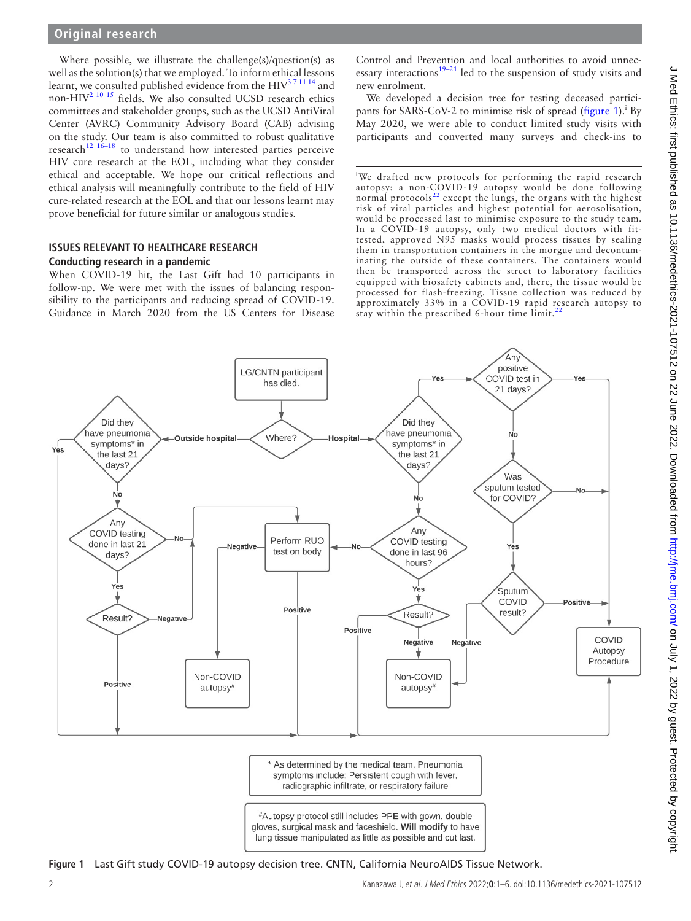Where possible, we illustrate the challenge(s)/question(s) as well as the solution(s) that we employed. To inform ethical lessons learnt, we consulted published evidence from the HIV[3 7 11 14] and non-HIV[2 10 15] fields. We also consulted UCSD research ethics committees and stakeholder groups, such as the UCSD AntiViral Center (AVRC) Community Advisory Board (CAB) advising on the study. Our team is also committed to robust qualitative research[12 16–18] to understand how interested parties perceive HIV cure research at the EOL, including what they consider ethical and acceptable. We hope our critical reflections and ethical analysis will meaningfully contribute to the field of HIV cure-related research at the EOL and that our lessons learnt may prove beneficial for future similar or analogous studies.

## ISSUES RELEVANT TO HEALTHCARE RESEARCH

### Conducting research in a pandemic

When COVID-19 hit, the Last Gift had 10 participants in follow-up. We were met with the issues of balancing responsibility to the participants and reducing spread of COVID-19. Guidance in March 2020 from the US Centers for Disease Control and Prevention and local authorities to avoid unnecessary interactions[19–21] led to the suspension of study visits and new enrolment.

We developed a decision tree for testing deceased participants for SARS-CoV-2 to minimise risk of spread (figure 1).[i] By May 2020, we were able to conduct limited study visits with participants and converted many surveys and check-ins to

[i] We drafted new protocols for performing the rapid research autopsy: a non-COVID-19 autopsy would be done following normal protocols[22] except the lungs, the organs with the highest risk of viral particles and highest potential for aerosolisation, would be processed last to minimise exposure to the study team. In a COVID-19 autopsy, only two medical doctors with fit-tested, approved N95 masks would process tissues by sealing them in transportation containers in the morgue and decontaminating the outside of these containers. The containers would then be transported across the street to laboratory facilities equipped with biosafety cabinets and, there, the tissue would be processed for flash-freezing. Tissue collection was reduced by approximately 33% in a COVID-19 rapid research autopsy to stay within the prescribed 6-hour time limit.[22]

LG/CNTN participant has died. → Where?

- **Outside hospital** → Did they have pneumonia symptoms* in the last 21 days?
  - Yes → COVID Autopsy Procedure
  - No → Any COVID testing done in last 21 days?
    - No → Perform RUO test on body
    - Yes → Result?
      - Positive → COVID Autopsy Procedure
      - Negative → Perform RUO test on body
- **Hospital** → Did they have pneumonia symptoms* in the last 21 days?
  - Yes → Any positive COVID test in 21 days?
    - Yes → COVID Autopsy Procedure
    - No → Was sputum tested for COVID?
      - No → COVID Autopsy Procedure
      - Yes → Sputum COVID result?
        - Positive → COVID Autopsy Procedure
        - Negative → Non-COVID autopsy#
  - No → Any COVID testing done in last 96 hours?
    - No → Perform RUO test on body
    - Yes → Result?
      - Positive → COVID Autopsy Procedure
      - Negative → Non-COVID autopsy#
- **Perform RUO test on body**
  - Negative → Non-COVID autopsy#
  - Positive → COVID Autopsy Procedure

\* As determined by the medical team. Pneumonia symptoms include: Persistent cough with fever, radiographic infiltrate, or respiratory failure

#Autopsy protocol still includes PPE with gown, double gloves, surgical mask and faceshield. **Will modify** to have lung tissue manipulated as little as possible and cut last.

**Figure 1** Last Gift study COVID-19 autopsy decision tree. CNTN, California NeuroAIDS Tissue Network.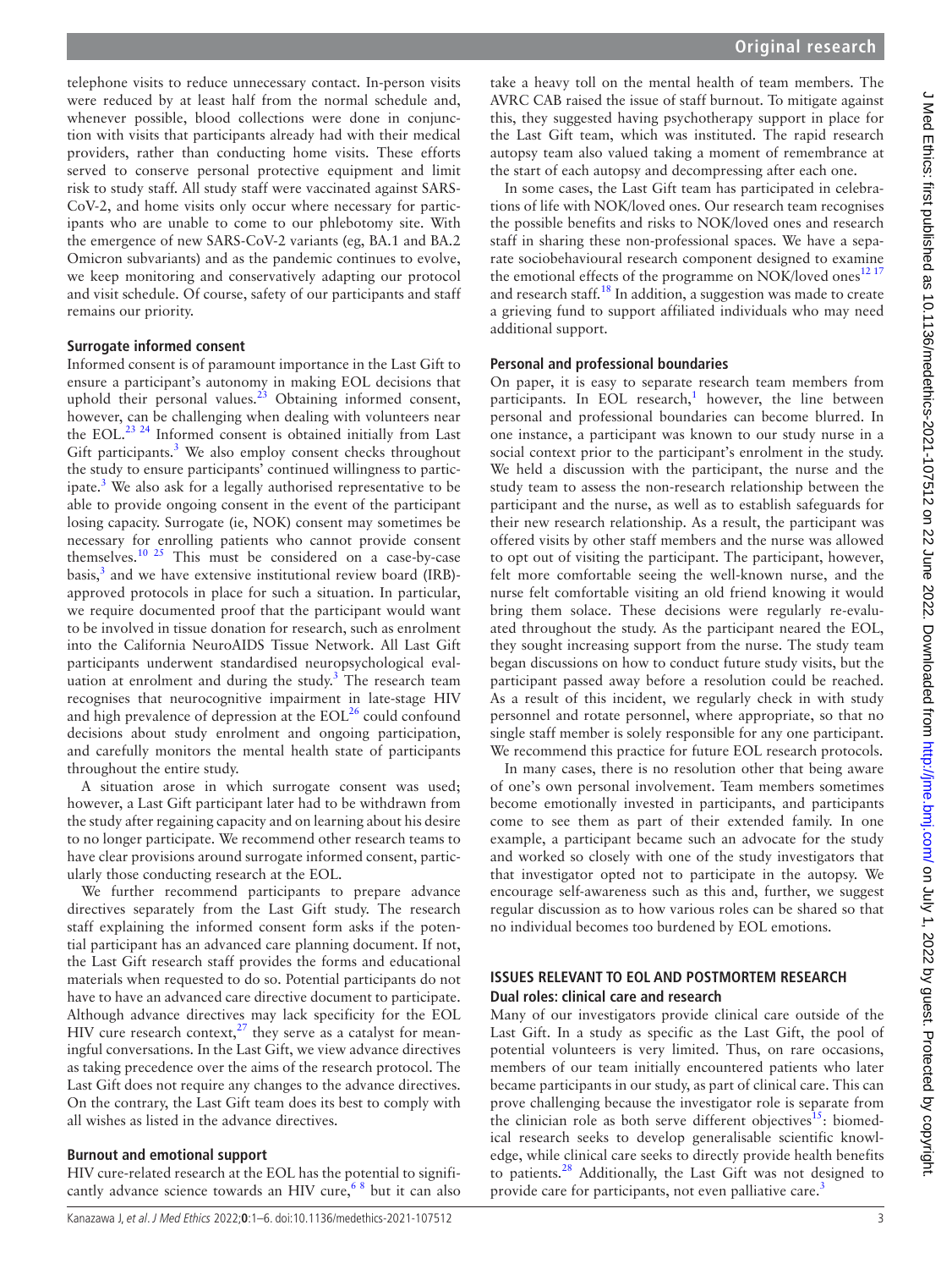telephone visits to reduce unnecessary contact. In-person visits were reduced by at least half from the normal schedule and, whenever possible, blood collections were done in conjunction with visits that participants already had with their medical providers, rather than conducting home visits. These efforts served to conserve personal protective equipment and limit risk to study staff. All study staff were vaccinated against SARS-CoV-2, and home visits only occur where necessary for participants who are unable to come to our phlebotomy site. With the emergence of new SARS-CoV-2 variants (eg, BA.1 and BA.2 Omicron subvariants) and as the pandemic continues to evolve, we keep monitoring and conservatively adapting our protocol and visit schedule. Of course, safety of our participants and staff remains our priority.

### Surrogate informed consent

Informed consent is of paramount importance in the Last Gift to ensure a participant's autonomy in making EOL decisions that uphold their personal values.[23] Obtaining informed consent, however, can be challenging when dealing with volunteers near the EOL.[23 24] Informed consent is obtained initially from Last Gift participants.[3] We also employ consent checks throughout the study to ensure participants' continued willingness to participate.[3] We also ask for a legally authorised representative to be able to provide ongoing consent in the event of the participant losing capacity. Surrogate (ie, NOK) consent may sometimes be necessary for enrolling patients who cannot provide consent themselves.[10 25] This must be considered on a case-by-case basis,[3] and we have extensive institutional review board (IRB)-approved protocols in place for such a situation. In particular, we require documented proof that the participant would want to be involved in tissue donation for research, such as enrolment into the California NeuroAIDS Tissue Network. All Last Gift participants underwent standardised neuropsychological evaluation at enrolment and during the study.[3] The research team recognises that neurocognitive impairment in late-stage HIV and high prevalence of depression at the EOL[26] could confound decisions about study enrolment and ongoing participation, and carefully monitors the mental health state of participants throughout the entire study.

A situation arose in which surrogate consent was used; however, a Last Gift participant later had to be withdrawn from the study after regaining capacity and on learning about his desire to no longer participate. We recommend other research teams to have clear provisions around surrogate informed consent, particularly those conducting research at the EOL.

We further recommend participants to prepare advance directives separately from the Last Gift study. The research staff explaining the informed consent form asks if the potential participant has an advanced care planning document. If not, the Last Gift research staff provides the forms and educational materials when requested to do so. Potential participants do not have to have an advanced care directive document to participate. Although advance directives may lack specificity for the EOL HIV cure research context,[27] they serve as a catalyst for meaningful conversations. In the Last Gift, we view advance directives as taking precedence over the aims of the research protocol. The Last Gift does not require any changes to the advance directives. On the contrary, the Last Gift team does its best to comply with all wishes as listed in the advance directives.

### Burnout and emotional support

HIV cure-related research at the EOL has the potential to significantly advance science towards an HIV cure,[6 8] but it can also take a heavy toll on the mental health of team members. The AVRC CAB raised the issue of staff burnout. To mitigate against this, they suggested having psychotherapy support in place for the Last Gift team, which was instituted. The rapid research autopsy team also valued taking a moment of remembrance at the start of each autopsy and decompressing after each one.

In some cases, the Last Gift team has participated in celebrations of life with NOK/loved ones. Our research team recognises the possible benefits and risks to NOK/loved ones and research staff in sharing these non-professional spaces. We have a separate sociobehavioural research component designed to examine the emotional effects of the programme on NOK/loved ones[12 17] and research staff.[18] In addition, a suggestion was made to create a grieving fund to support affiliated individuals who may need additional support.

### Personal and professional boundaries

On paper, it is easy to separate research team members from participants. In EOL research,[1] however, the line between personal and professional boundaries can become blurred. In one instance, a participant was known to our study nurse in a social context prior to the participant's enrolment in the study. We held a discussion with the participant, the nurse and the study team to assess the non-research relationship between the participant and the nurse, as well as to establish safeguards for their new research relationship. As a result, the participant was offered visits by other staff members and the nurse was allowed to opt out of visiting the participant. The participant, however, felt more comfortable seeing the well-known nurse, and the nurse felt comfortable visiting an old friend knowing it would bring them solace. These decisions were regularly re-evaluated throughout the study. As the participant neared the EOL, they sought increasing support from the nurse. The study team began discussions on how to conduct future study visits, but the participant passed away before a resolution could be reached. As a result of this incident, we regularly check in with study personnel and rotate personnel, where appropriate, so that no single staff member is solely responsible for any one participant. We recommend this practice for future EOL research protocols.

In many cases, there is no resolution other that being aware of one's own personal involvement. Team members sometimes become emotionally invested in participants, and participants come to see them as part of their extended family. In one example, a participant became such an advocate for the study and worked so closely with one of the study investigators that that investigator opted not to participate in the autopsy. We encourage self-awareness such as this and, further, we suggest regular discussion as to how various roles can be shared so that no individual becomes too burdened by EOL emotions.

## ISSUES RELEVANT TO EOL AND POSTMORTEM RESEARCH

### Dual roles: clinical care and research

Many of our investigators provide clinical care outside of the Last Gift. In a study as specific as the Last Gift, the pool of potential volunteers is very limited. Thus, on rare occasions, members of our team initially encountered patients who later became participants in our study, as part of clinical care. This can prove challenging because the investigator role is separate from the clinician role as both serve different objectives[15]: biomedical research seeks to develop generalisable scientific knowledge, while clinical care seeks to directly provide health benefits to patients.[28] Additionally, the Last Gift was not designed to provide care for participants, not even palliative care.[3]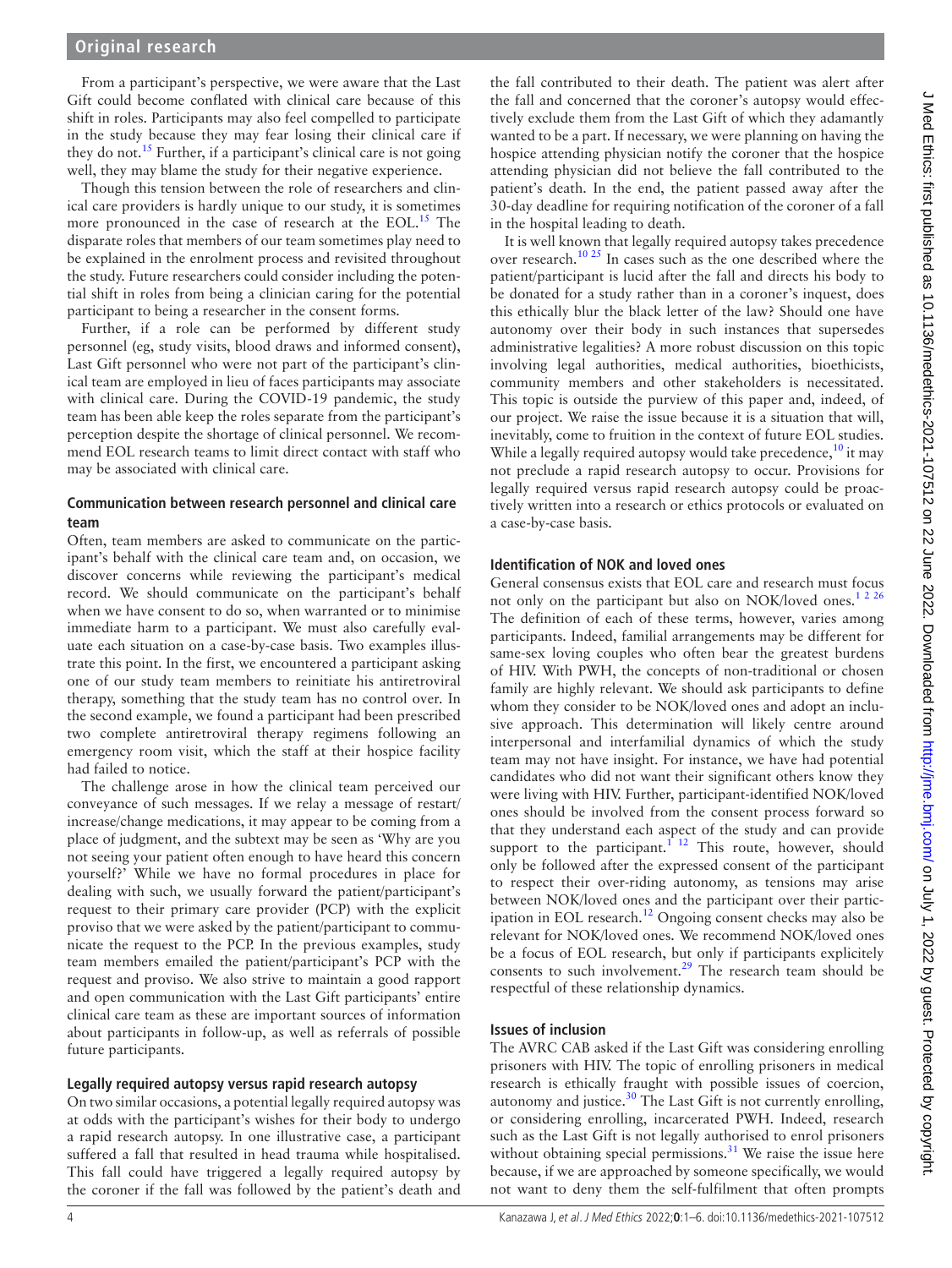From a participant's perspective, we were aware that the Last Gift could become conflated with clinical care because of this shift in roles. Participants may also feel compelled to participate in the study because they may fear losing their clinical care if they do not.[15] Further, if a participant's clinical care is not going well, they may blame the study for their negative experience.

Though this tension between the role of researchers and clinical care providers is hardly unique to our study, it is sometimes more pronounced in the case of research at the EOL.[15] The disparate roles that members of our team sometimes play need to be explained in the enrolment process and revisited throughout the study. Future researchers could consider including the potential shift in roles from being a clinician caring for the potential participant to being a researcher in the consent forms.

Further, if a role can be performed by different study personnel (eg, study visits, blood draws and informed consent), Last Gift personnel who were not part of the participant's clinical team are employed in lieu of faces participants may associate with clinical care. During the COVID-19 pandemic, the study team has been able keep the roles separate from the participant's perception despite the shortage of clinical personnel. We recommend EOL research teams to limit direct contact with staff who may be associated with clinical care.

### Communication between research personnel and clinical care team

Often, team members are asked to communicate on the participant's behalf with the clinical care team and, on occasion, we discover concerns while reviewing the participant's medical record. We should communicate on the participant's behalf when we have consent to do so, when warranted or to minimise immediate harm to a participant. We must also carefully evaluate each situation on a case-by-case basis. Two examples illustrate this point. In the first, we encountered a participant asking one of our study team members to reinitiate his antiretroviral therapy, something that the study team has no control over. In the second example, we found a participant had been prescribed two complete antiretroviral therapy regimens following an emergency room visit, which the staff at their hospice facility had failed to notice.

The challenge arose in how the clinical team perceived our conveyance of such messages. If we relay a message of restart/increase/change medications, it may appear to be coming from a place of judgment, and the subtext may be seen as 'Why are you not seeing your patient often enough to have heard this concern yourself?' While we have no formal procedures in place for dealing with such, we usually forward the patient/participant's request to their primary care provider (PCP) with the explicit proviso that we were asked by the patient/participant to communicate the request to the PCP. In the previous examples, study team members emailed the patient/participant's PCP with the request and proviso. We also strive to maintain a good rapport and open communication with the Last Gift participants' entire clinical care team as these are important sources of information about participants in follow-up, as well as referrals of possible future participants.

### Legally required autopsy versus rapid research autopsy

On two similar occasions, a potential legally required autopsy was at odds with the participant's wishes for their body to undergo a rapid research autopsy. In one illustrative case, a participant suffered a fall that resulted in head trauma while hospitalised. This fall could have triggered a legally required autopsy by the coroner if the fall was followed by the patient's death and the fall contributed to their death. The patient was alert after the fall and concerned that the coroner's autopsy would effectively exclude them from the Last Gift of which they adamantly wanted to be a part. If necessary, we were planning on having the hospice attending physician notify the coroner that the hospice attending physician did not believe the fall contributed to the patient's death. In the end, the patient passed away after the 30-day deadline for requiring notification of the coroner of a fall in the hospital leading to death.

It is well known that legally required autopsy takes precedence over research.[10,25] In cases such as the one described where the patient/participant is lucid after the fall and directs his body to be donated for a study rather than in a coroner's inquest, does this ethically blur the black letter of the law? Should one have autonomy over their body in such instances that supersedes administrative legalities? A more robust discussion on this topic involving legal authorities, medical authorities, bioethicists, community members and other stakeholders is necessitated. This topic is outside the purview of this paper and, indeed, of our project. We raise the issue because it is a situation that will, inevitably, come to fruition in the context of future EOL studies. While a legally required autopsy would take precedence,[10] it may not preclude a rapid research autopsy to occur. Provisions for legally required versus rapid research autopsy could be proactively written into a research or ethics protocols or evaluated on a case-by-case basis.

### Identification of NOK and loved ones

General consensus exists that EOL care and research must focus not only on the participant but also on NOK/loved ones.[1,2,26] The definition of each of these terms, however, varies among participants. Indeed, familial arrangements may be different for same-sex loving couples who often bear the greatest burdens of HIV. With PWH, the concepts of non-traditional or chosen family are highly relevant. We should ask participants to define whom they consider to be NOK/loved ones and adopt an inclusive approach. This determination will likely centre around interpersonal and interfamilial dynamics of which the study team may not have insight. For instance, we have had potential candidates who did not want their significant others know they were living with HIV. Further, participant-identified NOK/loved ones should be involved from the consent process forward so that they understand each aspect of the study and can provide support to the participant.[1,12] This route, however, should only be followed after the expressed consent of the participant to respect their over-riding autonomy, as tensions may arise between NOK/loved ones and the participant over their participation in EOL research.[12] Ongoing consent checks may also be relevant for NOK/loved ones. We recommend NOK/loved ones be a focus of EOL research, but only if participants explicitly consents to such involvement.[29] The research team should be respectful of these relationship dynamics.

### Issues of inclusion

The AVRC CAB asked if the Last Gift was considering enrolling prisoners with HIV. The topic of enrolling prisoners in medical research is ethically fraught with possible issues of coercion, autonomy and justice.[30] The Last Gift is not currently enrolling, or considering enrolling, incarcerated PWH. Indeed, research such as the Last Gift is not legally authorised to enrol prisoners without obtaining special permissions.[31] We raise the issue here because, if we are approached by someone specifically, we would not want to deny them the self-fulfilment that often prompts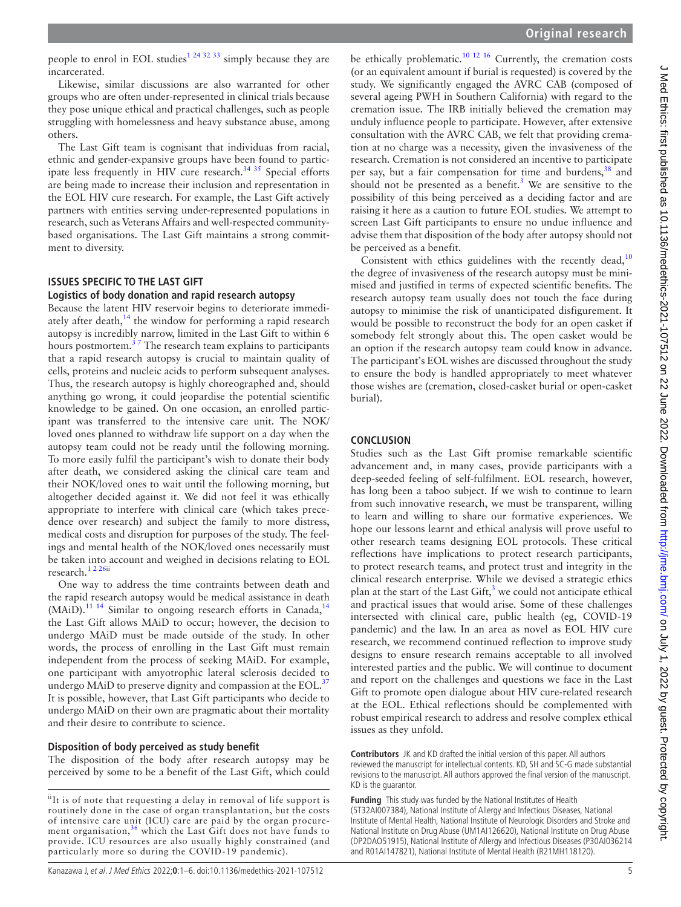people to enrol in EOL studies[1 24 32 33] simply because they are incarcerated.

Likewise, similar discussions are also warranted for other groups who are often under-represented in clinical trials because they pose unique ethical and practical challenges, such as people struggling with homelessness and heavy substance abuse, among others.

The Last Gift team is cognisant that individuas from racial, ethnic and gender-expansive groups have been found to participate less frequently in HIV cure research.[34 35] Special efforts are being made to increase their inclusion and representation in the EOL HIV cure research. For example, the Last Gift actively partners with entities serving under-represented populations in research, such as Veterans Affairs and well-respected community-based organisations. The Last Gift maintains a strong commitment to diversity.

## ISSUES SPECIFIC TO THE LAST GIFT

### Logistics of body donation and rapid research autopsy

Because the latent HIV reservoir begins to deteriorate immediately after death,[14] the window for performing a rapid research autopsy is incredibly narrow, limited in the Last Gift to within 6 hours postmortem.[3 7] The research team explains to participants that a rapid research autopsy is crucial to maintain quality of cells, proteins and nucleic acids to perform subsequent analyses. Thus, the research autopsy is highly choreographed and, should anything go wrong, it could jeopardise the potential scientific knowledge to be gained. On one occasion, an enrolled participant was transferred to the intensive care unit. The NOK/loved ones planned to withdraw life support on a day when the autopsy team could not be ready until the following morning. To more easily fulfil the participant's wish to donate their body after death, we considered asking the clinical care team and their NOK/loved ones to wait until the following morning, but altogether decided against it. We did not feel it was ethically appropriate to interfere with clinical care (which takes precedence over research) and subject the family to more distress, medical costs and disruption for purposes of the study. The feelings and mental health of the NOK/loved ones necessarily must be taken into account and weighed in decisions relating to EOL research.[1 2 26ii]

One way to address the time contraints between death and the rapid research autopsy would be medical assistance in death (MAiD).[11 14] Similar to ongoing research efforts in Canada,[14] the Last Gift allows MAiD to occur; however, the decision to undergo MAiD must be made outside of the study. In other words, the process of enrolling in the Last Gift must remain independent from the process of seeking MAiD. For example, one participant with amyotrophic lateral sclerosis decided to undergo MAiD to preserve dignity and compassion at the EOL.[37] It is possible, however, that Last Gift participants who decide to undergo MAiD on their own are pragmatic about their mortality and their desire to contribute to science.

### Disposition of body perceived as study benefit

The disposition of the body after research autopsy may be perceived by some to be a benefit of the Last Gift, which could be ethically problematic.[10 12 16] Currently, the cremation costs (or an equivalent amount if burial is requested) is covered by the study. We significantly engaged the AVRC CAB (composed of several ageing PWH in Southern California) with regard to the cremation issue. The IRB initially believed the cremation may unduly influence people to participate. However, after extensive consultation with the AVRC CAB, we felt that providing cremation at no charge was a necessity, given the invasiveness of the research. Cremation is not considered an incentive to participate per say, but a fair compensation for time and burdens,[38] and should not be presented as a benefit.[3] We are sensitive to the possibility of this being perceived as a deciding factor and are raising it here as a caution to future EOL studies. We attempt to screen Last Gift participants to ensure no undue influence and advise them that disposition of the body after autopsy should not be perceived as a benefit.

Consistent with ethics guidelines with the recently dead,[10] the degree of invasiveness of the research autopsy must be minimised and justified in terms of expected scientific benefits. The research autopsy team usually does not touch the face during autopsy to minimise the risk of unanticipated disfigurement. It would be possible to reconstruct the body for an open casket if somebody felt strongly about this. The open casket would be an option if the research autopsy team could know in advance. The participant's EOL wishes are discussed throughout the study to ensure the body is handled appropriately to meet whatever those wishes are (cremation, closed-casket burial or open-casket burial).

## CONCLUSION

Studies such as the Last Gift promise remarkable scientific advancement and, in many cases, provide participants with a deep-seeded feeling of self-fulfilment. EOL research, however, has long been a taboo subject. If we wish to continue to learn from such innovative research, we must be transparent, willing to learn and willing to share our formative experiences. We hope our lessons learnt and ethical analysis will prove useful to other research teams designing EOL protocols. These critical reflections have implications to protect research participants, to protect research teams, and protect trust and integrity in the clinical research enterprise. While we devised a strategic ethics plan at the start of the Last Gift,[3] we could not anticipate ethical and practical issues that would arise. Some of these challenges intersected with clinical care, public health (eg, COVID-19 pandemic) and the law. In an area as novel as EOL HIV cure research, we recommend continued reflection to improve study designs to ensure research remains acceptable to all involved interested parties and the public. We will continue to document and report on the challenges and questions we face in the Last Gift to promote open dialogue about HIV cure-related research at the EOL. Ethical reflections should be complemented with robust empirical research to address and resolve complex ethical issues as they unfold.

**Contributors** JK and KD drafted the initial version of this paper. All authors reviewed the manuscript for intellectual contents. KD, SH and SC-G made substantial revisions to the manuscript. All authors approved the final version of the manuscript. KD is the guarantor.

**Funding** This study was funded by the National Institutes of Health (5T32AI007384), National Institute of Allergy and Infectious Diseases, National Institute of Mental Health, National Institute of Neurologic Disorders and Stroke and National Institute on Drug Abuse (UM1AI126620), National Institute on Drug Abuse (DP2DAO51915), National Institute of Allergy and Infectious Diseases (P30AI036214 and R01AI147821), National Institute of Mental Health (R21MH118120).

---

[ii] It is of note that requesting a delay in removal of life support is routinely done in the case of organ transplantation, but the costs of intensive care unit (ICU) care are paid by the organ procurement organisation,[36] which the Last Gift does not have funds to provide. ICU resources are also usually highly constrained (and particularly more so during the COVID-19 pandemic).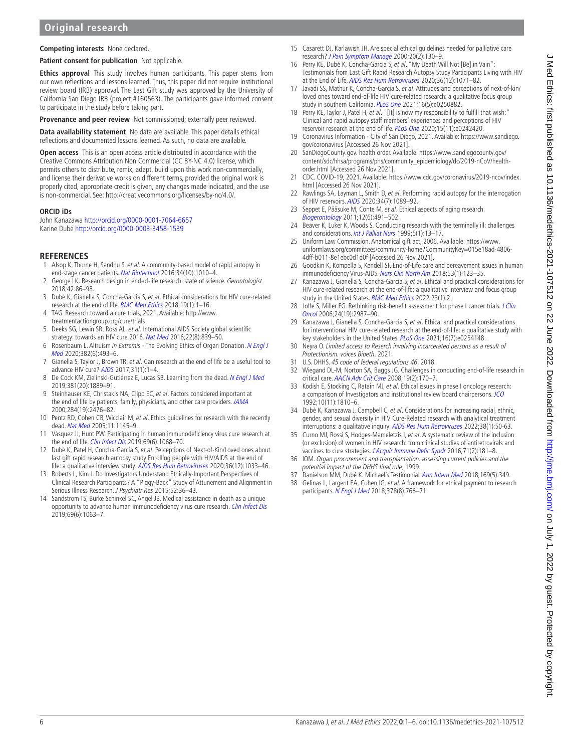**Competing interests** None declared.

**Patient consent for publication** Not applicable.

**Ethics approval** This study involves human participants. This paper stems from our own reflections and lessons learned. Thus, this paper did not require institutional review board (IRB) approval. The Last Gift study was approved by the University of California San Diego IRB (project #160563). The participants gave informed consent to participate in the study before taking part.

**Provenance and peer review** Not commissioned; externally peer reviewed.

**Data availability statement** No data are available. This paper details ethical reflections and documented lessons learned. As such, no data are available.

**Open access** This is an open access article distributed in accordance with the Creative Commons Attribution Non Commercial (CC BY-NC 4.0) license, which permits others to distribute, remix, adapt, build upon this work non-commercially, and license their derivative works on different terms, provided the original work is properly cited, appropriate credit is given, any changes made indicated, and the use is non-commercial. See: http://creativecommons.org/licenses/by-nc/4.0/.

**ORCID iDs**

John Kanazawa http://orcid.org/0000-0001-7064-6657
Karine Dubé http://orcid.org/0000-0003-3458-1539

## REFERENCES

1. Alsop K, Thorne H, Sandhu S, *et al*. A community-based model of rapid autopsy in end-stage cancer patients. *Nat Biotechnol* 2016;34(10):1010–4.
2. George LK. Research design in end-of-life research: state of science. *Gerontologist* 2018;42:86–98.
3. Dubé K, Gianella S, Concha-Garcia S, *et al*. Ethical considerations for HIV cure-related research at the end of life. *BMC Med Ethics* 2018;19(1):1–16.
4. TAG. Research toward a cure trials, 2021. Available: http://www.treatmentactiongroup.org/cure/trials
5. Deeks SG, Lewin SR, Ross AL, *et al*. International AIDS Society global scientific strategy: towards an HIV cure 2016. *Nat Med* 2016;22(8):839–50.
6. Rosenbaum L. Altruism *in Extremis* - The Evolving Ethics of Organ Donation. *N Engl J Med* 2020;382(6):493–6.
7. Gianella S, Taylor J, Brown TR, *et al*. Can research at the end of life be a useful tool to advance HIV cure? *AIDS* 2017;31(1):1–4.
8. De Cock KM, Zielinski-Gutiérrez E, Lucas SB. Learning from the dead. *N Engl J Med* 2019;381(20):1889–91.
9. Steinhauser KE, Christakis NA, Clipp EC, *et al*. Factors considered important at the end of life by patients, family, physicians, and other care providers. *JAMA* 2000;284(19):2476–82.
10. Pentz RD, Cohen CB, Wicclair M, *et al*. Ethics guidelines for research with the recently dead. *Nat Med* 2005;11:1145–9.
11. Vásquez JJ, Hunt PW. Participating in human immunodeficiency virus cure research at the end of life. *Clin Infect Dis* 2019;69(6):1068–70.
12. Dubé K, Patel H, Concha-Garcia S, *et al*. Perceptions of Next-of-Kin/Loved ones about last gift rapid research autopsy study Enrolling people with HIV/AIDS at the end of life: a qualitative interview study. *AIDS Res Hum Retroviruses* 2020;36(12):1033–46.
13. Roberts L, Kim J. Do Investigators Understand Ethically-Important Perspectives of Clinical Research Participants? A "Piggy-Back" Study of Attunement and Alignment in Serious Illness Research. *J Psychiatr Res* 2015;52:36–43.
14. Sandstrom TS, Burke Schinkel SC, Angel JB. Medical assistance in death as a unique opportunity to advance human immunodeficiency virus cure research. *Clin Infect Dis* 2019;69(6):1063–7.
15. Casarett DJ, Karlawish JH. Are special ethical guidelines needed for palliative care research? *J Pain Symptom Manage* 2000;20(2):130–9.
16. Perry KE, Dubé K, Concha-Garcia S, *et al*. "My Death Will Not [Be] in Vain": Testimonials from Last Gift Rapid Research Autopsy Study Participants Living with HIV at the End of Life. *AIDS Res Hum Retroviruses* 2020;36(12):1071–82.
17. Javadi SS, Mathur K, Concha-Garcia S, *et al*. Attitudes and perceptions of next-of-kin/loved ones toward end-of-life HIV cure-related research: a qualitative focus group study in southern California. *PLoS One* 2021;16(5):e0250882.
18. Perry KE, Taylor J, Patel H, *et al*. "[It] is now my responsibility to fulfill that wish:" Clinical and rapid autopsy staff members' experiences and perceptions of HIV reservoir research at the end of life. *PLoS One* 2020;15(11):e0242420.
19. Coronavirus Information - City of San Diego, 2021. Available: https://www.sandiego.gov/coronavirus [Accessed 26 Nov 2021].
20. SanDiegoCounty.gov. health order. Available: https://www.sandiegocounty.gov/content/sdc/hhsa/programs/phs/community_epidemiology/dc/2019-nCoV/health-order.html [Accessed 26 Nov 2021].
21. CDC. COVID-19, 2021. Available: https://www.cdc.gov/coronavirus/2019-ncov/index.html [Accessed 26 Nov 2021].
22. Rawlings SA, Layman L, Smith D, *et al*. Performing rapid autopsy for the interrogation of HIV reservoirs. *AIDS* 2020;34(7):1089–92.
23. Seppet E, Pääsuke M, Conte M, *et al*. Ethical aspects of aging research. *Biogerontology* 2011;12(6):491–502.
24. Beaver K, Luker K, Woods S. Conducting research with the terminally ill: challenges and considerations. *Int J Palliat Nurs* 1999;5(1):13–17.
25. Uniform Law Commission. Anatomical gift act, 2006. Available: https://www.uniformlaws.org/committees/community-home?CommunityKey=015e18ad-4806-4dff-b011-8e1ebc0d1d0f [Accessed 26 Nov 2021].
26. Goodkin K, Kompella S, Kendell SF. End-of-Life care and bereavement issues in human immunodeficiency Virus-AIDS. *Nurs Clin North Am* 2018;53(1):123–35.
27. Kanazawa J, Gianella S, Concha-Garcia S, *et al*. Ethical and practical considerations for HIV cure-related research at the end-of-life: a qualitative interview and focus group study in the United States. *BMC Med Ethics* 2022;23(1):2.
28. Joffe S, Miller FG. Rethinking risk-benefit assessment for phase I cancer trials. *J Clin Oncol* 2006;24(19):2987–90.
29. Kanazawa J, Gianella S, Concha-Garcia S, *et al*. Ethical and practical considerations for interventional HIV cure-related research at the end-of-life: a qualitative study with key stakeholders in the United States. *PLoS One* 2021;16(7):e0254148.
30. Neyra O. *Limited access to Reserch involving incarcerated persons as a result of Protectionism. voices Bioeth*, 2021.
31. U.S. DHHS. *45 code of federal regulations 46*, 2018.
32. Wiegand DL-M, Norton SA, Baggs JG. Challenges in conducting end-of-life research in critical care. *AACN Adv Crit Care* 2008;19(2):170–7.
33. Kodish E, Stocking C, Ratain MJ, *et al*. Ethical issues in phase I oncology research: a comparison of Investigators and institutional review board chairpersons. *JCO* 1992;10(11):1810–6.
34. Dubé K, Kanazawa J, Campbell C, *et al*. Considerations for increasing racial, ethnic, gender, and sexual diversity in HIV Cure-Related research with analytical treatment interruptions: a qualitative inquiry. *AIDS Res Hum Retroviruses* 2022;38(1):50-63.
35. Curno MJ, Rossi S, Hodges-Mameletzis I, *et al*. A systematic review of the inclusion (or exclusion) of women in HIV research: from clinical studies of antiretrovirals and vaccines to cure strategies. *J Acquir Immune Defic Syndr* 2016;71(2):181–8.
36. IOM. *Organ procurement and transplantation. assessing current policies and the potential impact of the DHHS final rule*, 1999.
37. Danielson MM, Dubé K. Michael's Testimonial. *Ann Intern Med* 2018;169(5):349.
38. Gelinas L, Largent EA, Cohen IG, *et al*. A framework for ethical payment to research participants. *N Engl J Med* 2018;378(8):766–71.